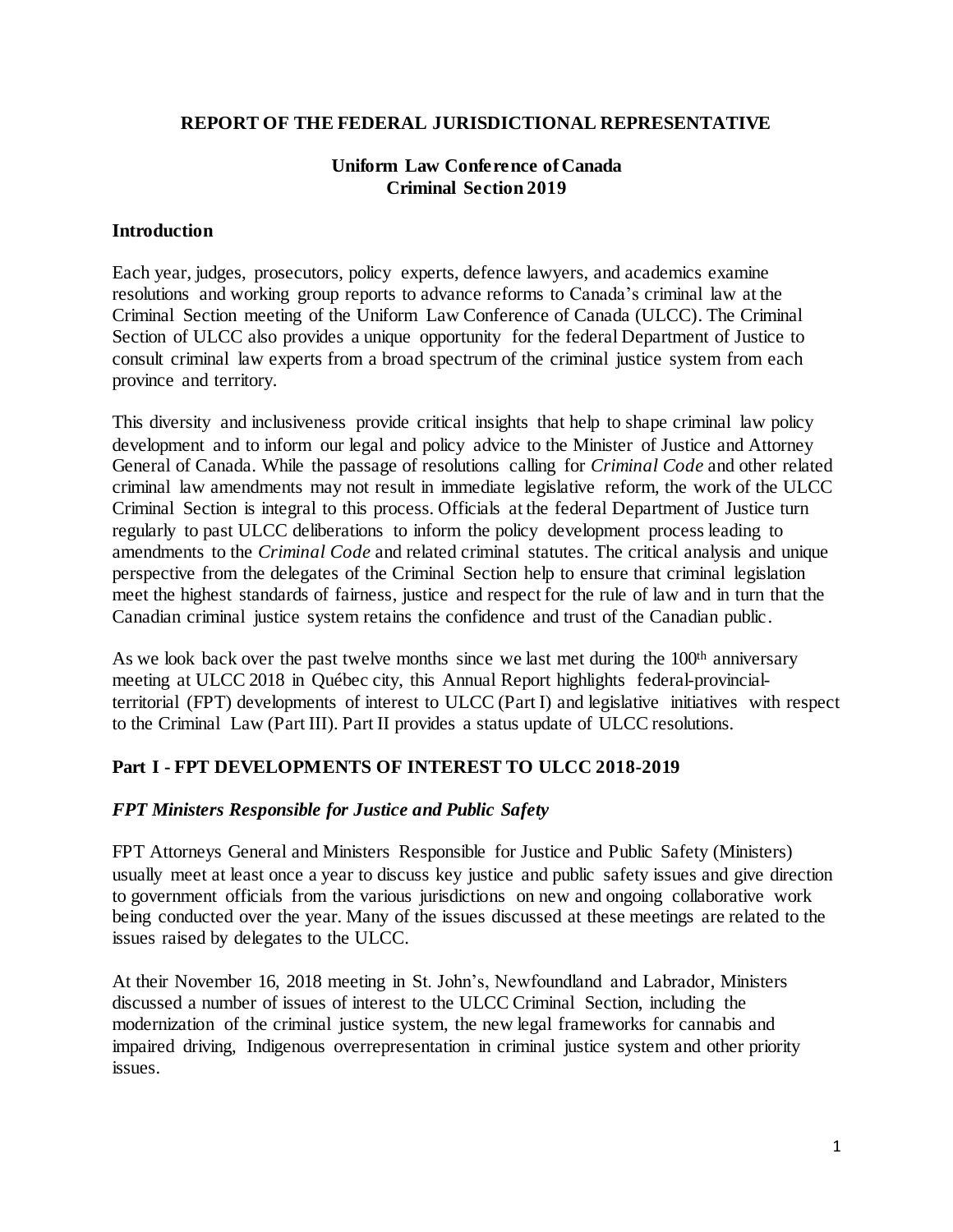# REPORT OF THE FEDERAL JURISDICTIONAL REPRESENTATIVE

## Uniform Law Conference of Canada
## Criminal Section 2019

### Introduction

Each year, judges, prosecutors, policy experts, defence lawyers, and academics examine resolutions and working group reports to advance reforms to Canada's criminal law at the Criminal Section meeting of the Uniform Law Conference of Canada (ULCC). The Criminal Section of ULCC also provides a unique opportunity for the federal Department of Justice to consult criminal law experts from a broad spectrum of the criminal justice system from each province and territory.

This diversity and inclusiveness provide critical insights that help to shape criminal law policy development and to inform our legal and policy advice to the Minister of Justice and Attorney General of Canada. While the passage of resolutions calling for *Criminal Code* and other related criminal law amendments may not result in immediate legislative reform, the work of the ULCC Criminal Section is integral to this process. Officials at the federal Department of Justice turn regularly to past ULCC deliberations to inform the policy development process leading to amendments to the *Criminal Code* and related criminal statutes. The critical analysis and unique perspective from the delegates of the Criminal Section help to ensure that criminal legislation meet the highest standards of fairness, justice and respect for the rule of law and in turn that the Canadian criminal justice system retains the confidence and trust of the Canadian public.

As we look back over the past twelve months since we last met during the 100th anniversary meeting at ULCC 2018 in Québec city, this Annual Report highlights federal-provincial-territorial (FPT) developments of interest to ULCC (Part I) and legislative initiatives with respect to the Criminal Law (Part III). Part II provides a status update of ULCC resolutions.

### Part I - FPT DEVELOPMENTS OF INTEREST TO ULCC 2018-2019

#### *FPT Ministers Responsible for Justice and Public Safety*

FPT Attorneys General and Ministers Responsible for Justice and Public Safety (Ministers) usually meet at least once a year to discuss key justice and public safety issues and give direction to government officials from the various jurisdictions on new and ongoing collaborative work being conducted over the year. Many of the issues discussed at these meetings are related to the issues raised by delegates to the ULCC.

At their November 16, 2018 meeting in St. John's, Newfoundland and Labrador, Ministers discussed a number of issues of interest to the ULCC Criminal Section, including the modernization of the criminal justice system, the new legal frameworks for cannabis and impaired driving, Indigenous overrepresentation in criminal justice system and other priority issues.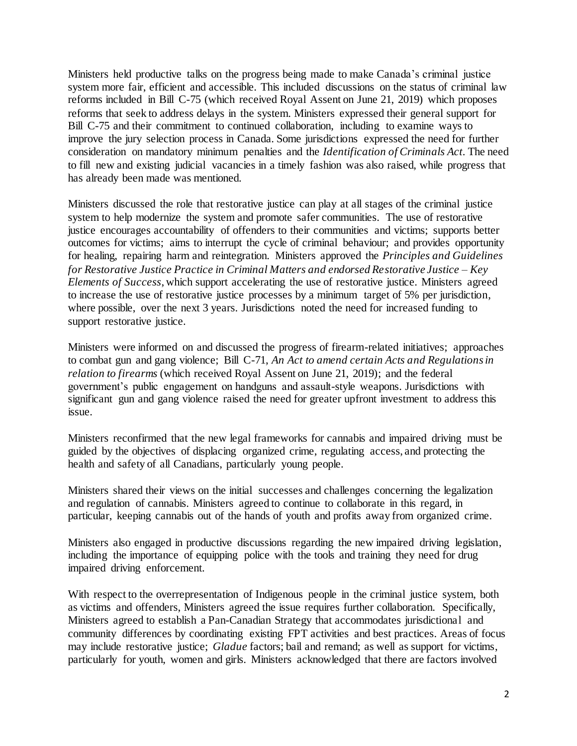Ministers held productive talks on the progress being made to make Canada's criminal justice system more fair, efficient and accessible. This included discussions on the status of criminal law reforms included in Bill C-75 (which received Royal Assent on June 21, 2019) which proposes reforms that seek to address delays in the system. Ministers expressed their general support for Bill C-75 and their commitment to continued collaboration, including to examine ways to improve the jury selection process in Canada. Some jurisdictions expressed the need for further consideration on mandatory minimum penalties and the *Identification of Criminals Act*. The need to fill new and existing judicial vacancies in a timely fashion was also raised, while progress that has already been made was mentioned.

Ministers discussed the role that restorative justice can play at all stages of the criminal justice system to help modernize the system and promote safer communities. The use of restorative justice encourages accountability of offenders to their communities and victims; supports better outcomes for victims; aims to interrupt the cycle of criminal behaviour; and provides opportunity for healing, repairing harm and reintegration. Ministers approved the *Principles and Guidelines for Restorative Justice Practice in Criminal Matters and endorsed Restorative Justice – Key Elements of Success*, which support accelerating the use of restorative justice. Ministers agreed to increase the use of restorative justice processes by a minimum target of 5% per jurisdiction, where possible, over the next 3 years. Jurisdictions noted the need for increased funding to support restorative justice.

Ministers were informed on and discussed the progress of firearm-related initiatives; approaches to combat gun and gang violence; Bill C-71, *An Act to amend certain Acts and Regulations in relation to firearms* (which received Royal Assent on June 21, 2019); and the federal government's public engagement on handguns and assault-style weapons. Jurisdictions with significant gun and gang violence raised the need for greater upfront investment to address this issue.

Ministers reconfirmed that the new legal frameworks for cannabis and impaired driving must be guided by the objectives of displacing organized crime, regulating access, and protecting the health and safety of all Canadians, particularly young people.

Ministers shared their views on the initial successes and challenges concerning the legalization and regulation of cannabis. Ministers agreed to continue to collaborate in this regard, in particular, keeping cannabis out of the hands of youth and profits away from organized crime.

Ministers also engaged in productive discussions regarding the new impaired driving legislation, including the importance of equipping police with the tools and training they need for drug impaired driving enforcement.

With respect to the overrepresentation of Indigenous people in the criminal justice system, both as victims and offenders, Ministers agreed the issue requires further collaboration. Specifically, Ministers agreed to establish a Pan-Canadian Strategy that accommodates jurisdictional and community differences by coordinating existing FPT activities and best practices. Areas of focus may include restorative justice; *Gladue* factors; bail and remand; as well as support for victims, particularly for youth, women and girls. Ministers acknowledged that there are factors involved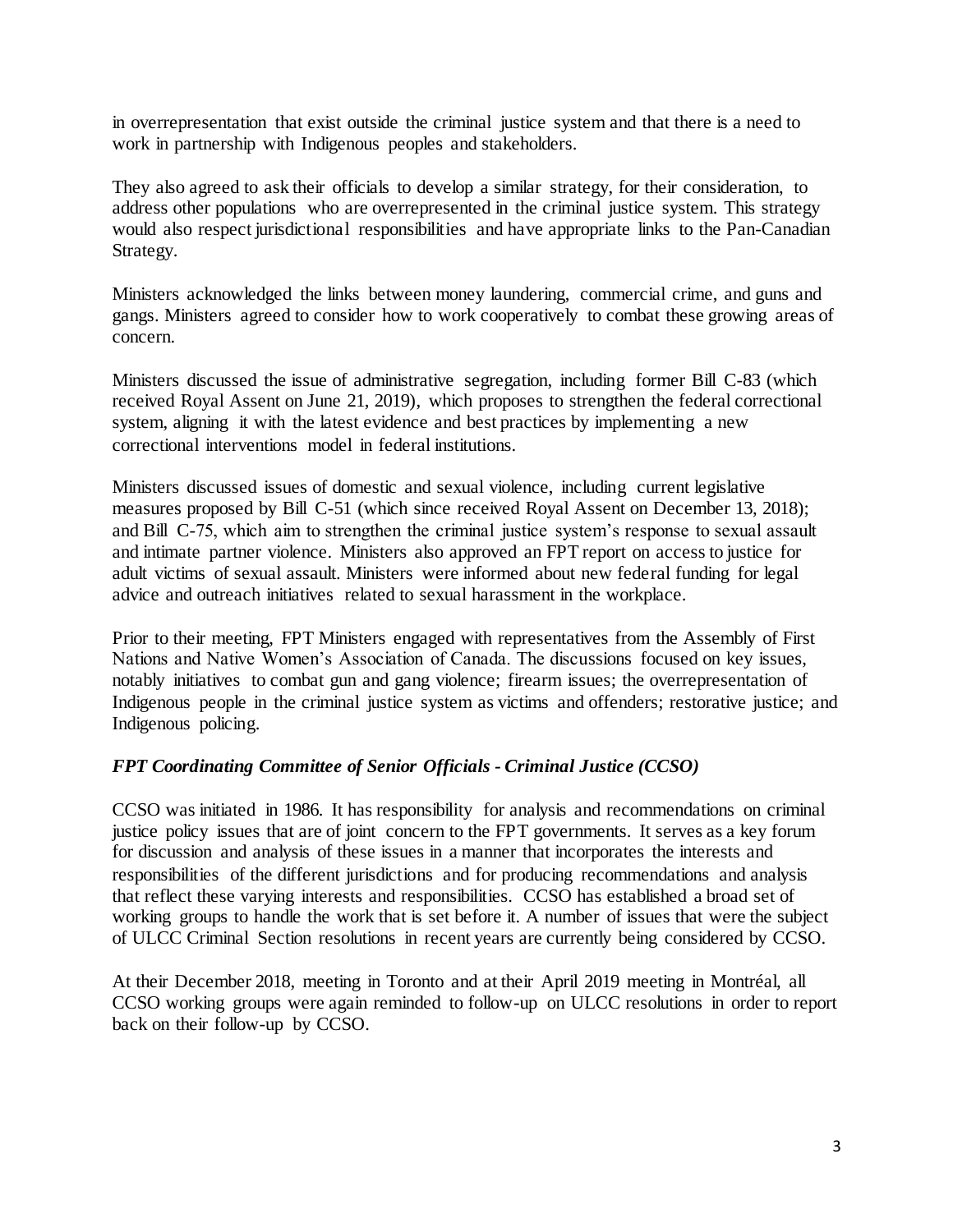in overrepresentation that exist outside the criminal justice system and that there is a need to work in partnership with Indigenous peoples and stakeholders.

They also agreed to ask their officials to develop a similar strategy, for their consideration, to address other populations who are overrepresented in the criminal justice system. This strategy would also respect jurisdictional responsibilities and have appropriate links to the Pan-Canadian Strategy.

Ministers acknowledged the links between money laundering, commercial crime, and guns and gangs. Ministers agreed to consider how to work cooperatively to combat these growing areas of concern.

Ministers discussed the issue of administrative segregation, including former Bill C-83 (which received Royal Assent on June 21, 2019), which proposes to strengthen the federal correctional system, aligning it with the latest evidence and best practices by implementing a new correctional interventions model in federal institutions.

Ministers discussed issues of domestic and sexual violence, including current legislative measures proposed by Bill C-51 (which since received Royal Assent on December 13, 2018); and Bill C-75, which aim to strengthen the criminal justice system's response to sexual assault and intimate partner violence. Ministers also approved an FPT report on access to justice for adult victims of sexual assault. Ministers were informed about new federal funding for legal advice and outreach initiatives related to sexual harassment in the workplace.

Prior to their meeting, FPT Ministers engaged with representatives from the Assembly of First Nations and Native Women's Association of Canada. The discussions focused on key issues, notably initiatives to combat gun and gang violence; firearm issues; the overrepresentation of Indigenous people in the criminal justice system as victims and offenders; restorative justice; and Indigenous policing.

### *FPT Coordinating Committee of Senior Officials - Criminal Justice (CCSO)*

CCSO was initiated in 1986. It has responsibility for analysis and recommendations on criminal justice policy issues that are of joint concern to the FPT governments. It serves as a key forum for discussion and analysis of these issues in a manner that incorporates the interests and responsibilities of the different jurisdictions and for producing recommendations and analysis that reflect these varying interests and responsibilities. CCSO has established a broad set of working groups to handle the work that is set before it. A number of issues that were the subject of ULCC Criminal Section resolutions in recent years are currently being considered by CCSO.

At their December 2018, meeting in Toronto and at their April 2019 meeting in Montréal, all CCSO working groups were again reminded to follow-up on ULCC resolutions in order to report back on their follow-up by CCSO.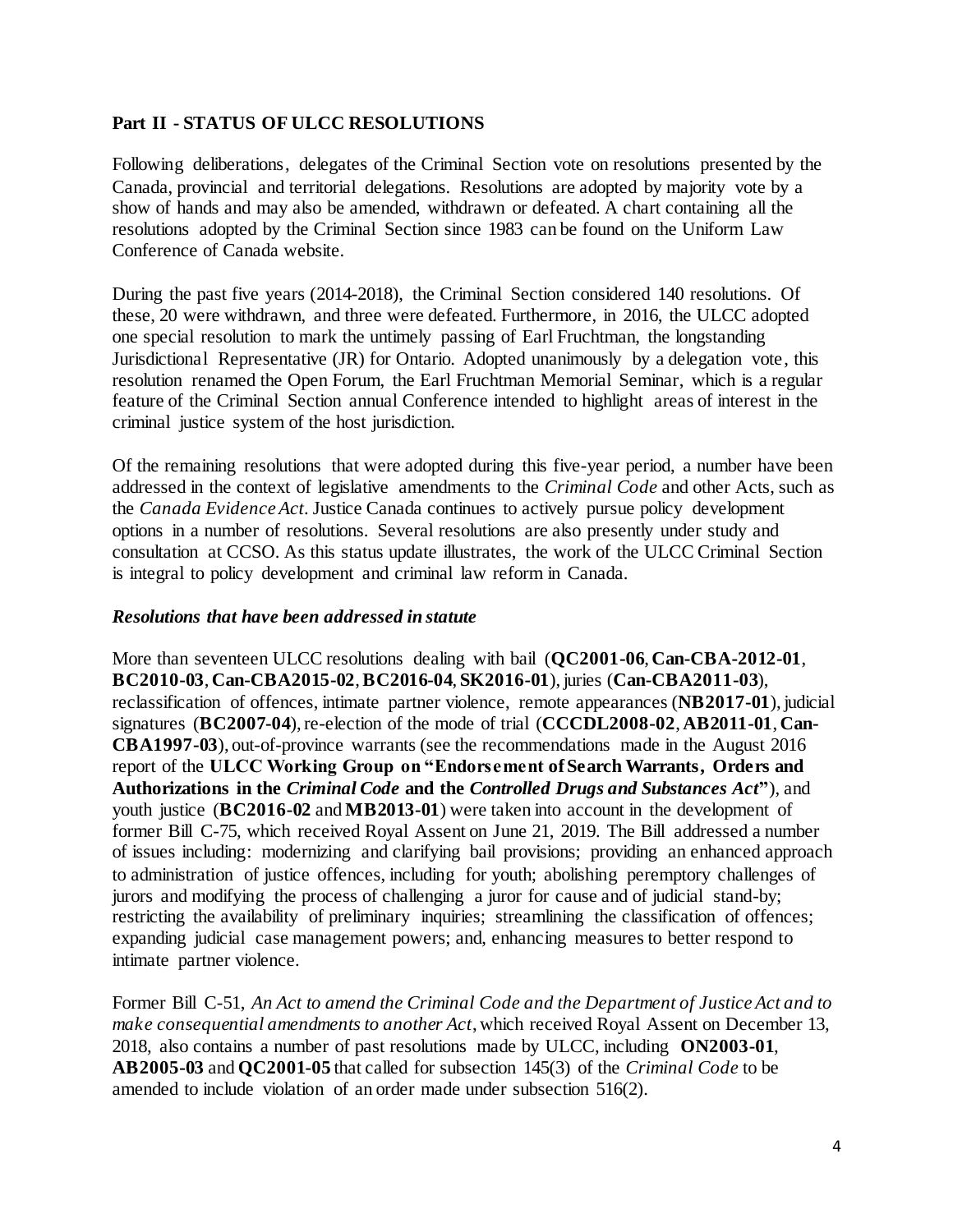## Part II - STATUS OF ULCC RESOLUTIONS

Following deliberations, delegates of the Criminal Section vote on resolutions presented by the Canada, provincial and territorial delegations. Resolutions are adopted by majority vote by a show of hands and may also be amended, withdrawn or defeated. A chart containing all the resolutions adopted by the Criminal Section since 1983 can be found on the Uniform Law Conference of Canada website.

During the past five years (2014-2018), the Criminal Section considered 140 resolutions. Of these, 20 were withdrawn, and three were defeated. Furthermore, in 2016, the ULCC adopted one special resolution to mark the untimely passing of Earl Fruchtman, the longstanding Jurisdictional Representative (JR) for Ontario. Adopted unanimously by a delegation vote, this resolution renamed the Open Forum, the Earl Fruchtman Memorial Seminar, which is a regular feature of the Criminal Section annual Conference intended to highlight areas of interest in the criminal justice system of the host jurisdiction.

Of the remaining resolutions that were adopted during this five-year period, a number have been addressed in the context of legislative amendments to the *Criminal Code* and other Acts, such as the *Canada Evidence Act*. Justice Canada continues to actively pursue policy development options in a number of resolutions. Several resolutions are also presently under study and consultation at CCSO. As this status update illustrates, the work of the ULCC Criminal Section is integral to policy development and criminal law reform in Canada.

### *Resolutions that have been addressed in statute*

More than seventeen ULCC resolutions dealing with bail (**QC2001-06**, **Can-CBA-2012-01**, **BC2010-03**, **Can-CBA2015-02**, **BC2016-04**, **SK2016-01**), juries (**Can-CBA2011-03**), reclassification of offences, intimate partner violence, remote appearances (**NB2017-01**), judicial signatures (**BC2007-04**), re-election of the mode of trial (**CCCDL2008-02**, **AB2011-01**, **Can-CBA1997-03**), out-of-province warrants (see the recommendations made in the August 2016 report of the **ULCC Working Group on "Endorsement of Search Warrants, Orders and Authorizations in the *Criminal Code* and the *Controlled Drugs and Substances Act*"**), and youth justice (**BC2016-02** and **MB2013-01**) were taken into account in the development of former Bill C-75, which received Royal Assent on June 21, 2019. The Bill addressed a number of issues including: modernizing and clarifying bail provisions; providing an enhanced approach to administration of justice offences, including for youth; abolishing peremptory challenges of jurors and modifying the process of challenging a juror for cause and of judicial stand-by; restricting the availability of preliminary inquiries; streamlining the classification of offences; expanding judicial case management powers; and, enhancing measures to better respond to intimate partner violence.

Former Bill C-51, *An Act to amend the Criminal Code and the Department of Justice Act and to make consequential amendments to another Act*, which received Royal Assent on December 13, 2018, also contains a number of past resolutions made by ULCC, including **ON2003-01**, **AB2005-03** and **QC2001-05** that called for subsection 145(3) of the *Criminal Code* to be amended to include violation of an order made under subsection 516(2).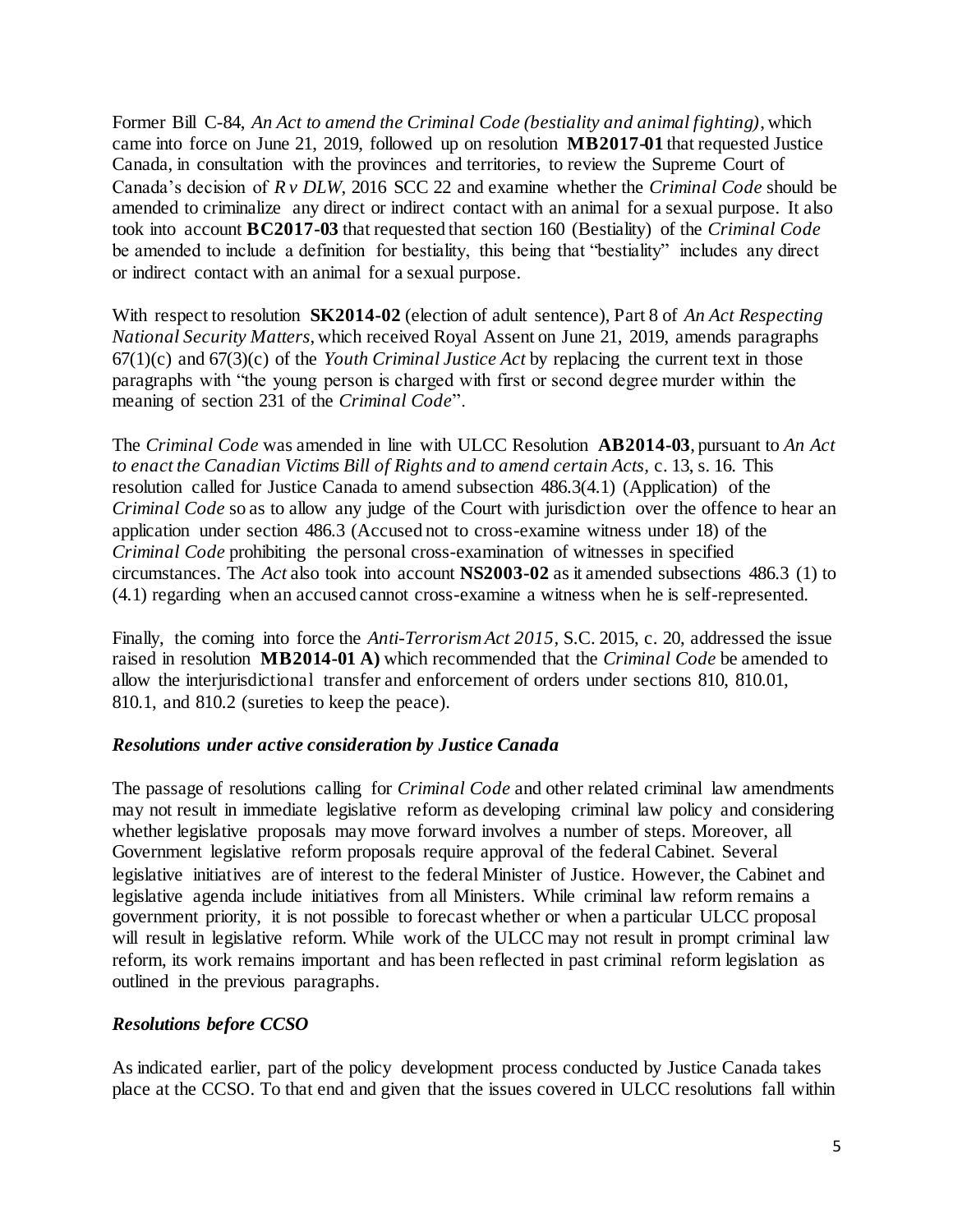Former Bill C-84, *An Act to amend the Criminal Code (bestiality and animal fighting)*, which came into force on June 21, 2019, followed up on resolution **MB2017-01** that requested Justice Canada, in consultation with the provinces and territories, to review the Supreme Court of Canada's decision of *R v DLW*, 2016 SCC 22 and examine whether the *Criminal Code* should be amended to criminalize any direct or indirect contact with an animal for a sexual purpose. It also took into account **BC2017-03** that requested that section 160 (Bestiality) of the *Criminal Code* be amended to include a definition for bestiality, this being that "bestiality" includes any direct or indirect contact with an animal for a sexual purpose.

With respect to resolution **SK2014-02** (election of adult sentence), Part 8 of *An Act Respecting National Security Matters*, which received Royal Assent on June 21, 2019, amends paragraphs 67(1)(c) and 67(3)(c) of the *Youth Criminal Justice Act* by replacing the current text in those paragraphs with "the young person is charged with first or second degree murder within the meaning of section 231 of the *Criminal Code*".

The *Criminal Code* was amended in line with ULCC Resolution **AB2014-03**, pursuant to *An Act to enact the Canadian Victims Bill of Rights and to amend certain Acts*, c. 13, s. 16. This resolution called for Justice Canada to amend subsection 486.3(4.1) (Application) of the *Criminal Code* so as to allow any judge of the Court with jurisdiction over the offence to hear an application under section 486.3 (Accused not to cross-examine witness under 18) of the *Criminal Code* prohibiting the personal cross-examination of witnesses in specified circumstances. The *Act* also took into account **NS2003-02** as it amended subsections 486.3 (1) to (4.1) regarding when an accused cannot cross-examine a witness when he is self-represented.

Finally, the coming into force the *Anti-Terrorism Act 2015*, S.C. 2015, c. 20, addressed the issue raised in resolution **MB2014-01 A)** which recommended that the *Criminal Code* be amended to allow the interjurisdictional transfer and enforcement of orders under sections 810, 810.01, 810.1, and 810.2 (sureties to keep the peace).

### *Resolutions under active consideration by Justice Canada*

The passage of resolutions calling for *Criminal Code* and other related criminal law amendments may not result in immediate legislative reform as developing criminal law policy and considering whether legislative proposals may move forward involves a number of steps. Moreover, all Government legislative reform proposals require approval of the federal Cabinet. Several legislative initiatives are of interest to the federal Minister of Justice. However, the Cabinet and legislative agenda include initiatives from all Ministers. While criminal law reform remains a government priority, it is not possible to forecast whether or when a particular ULCC proposal will result in legislative reform. While work of the ULCC may not result in prompt criminal law reform, its work remains important and has been reflected in past criminal reform legislation as outlined in the previous paragraphs.

### *Resolutions before CCSO*

As indicated earlier, part of the policy development process conducted by Justice Canada takes place at the CCSO. To that end and given that the issues covered in ULCC resolutions fall within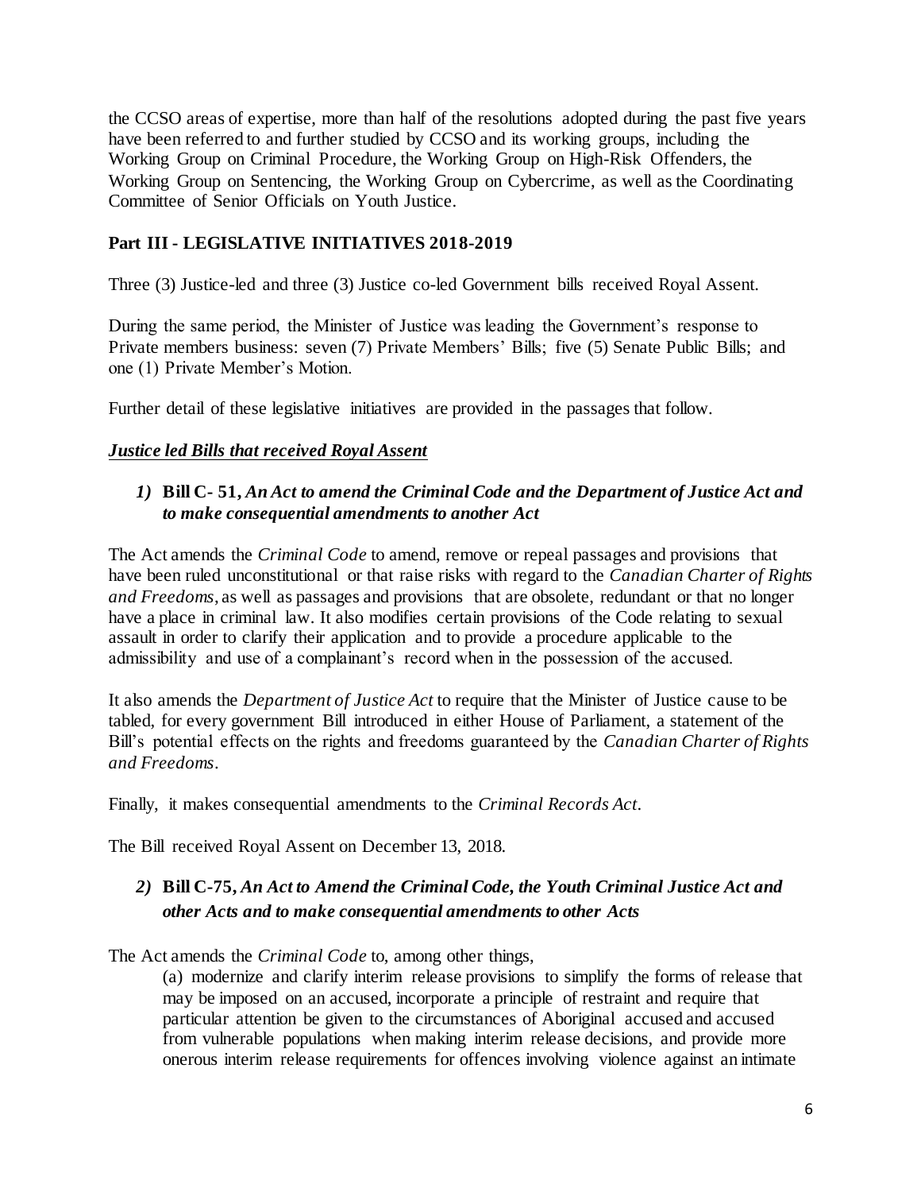the CCSO areas of expertise, more than half of the resolutions adopted during the past five years have been referred to and further studied by CCSO and its working groups, including the Working Group on Criminal Procedure, the Working Group on High-Risk Offenders, the Working Group on Sentencing, the Working Group on Cybercrime, as well as the Coordinating Committee of Senior Officials on Youth Justice.

## Part III - LEGISLATIVE INITIATIVES 2018-2019

Three (3) Justice-led and three (3) Justice co-led Government bills received Royal Assent.

During the same period, the Minister of Justice was leading the Government's response to Private members business: seven (7) Private Members' Bills; five (5) Senate Public Bills; and one (1) Private Member's Motion.

Further detail of these legislative initiatives are provided in the passages that follow.

### ***Justice led Bills that received Royal Assent***

#### *1)* **Bill C- 51,** ***An Act to amend the Criminal Code and the Department of Justice Act and to make consequential amendments to another Act***

The Act amends the *Criminal Code* to amend, remove or repeal passages and provisions that have been ruled unconstitutional or that raise risks with regard to the *Canadian Charter of Rights and Freedoms*, as well as passages and provisions that are obsolete, redundant or that no longer have a place in criminal law. It also modifies certain provisions of the Code relating to sexual assault in order to clarify their application and to provide a procedure applicable to the admissibility and use of a complainant's record when in the possession of the accused.

It also amends the *Department of Justice Act* to require that the Minister of Justice cause to be tabled, for every government Bill introduced in either House of Parliament, a statement of the Bill's potential effects on the rights and freedoms guaranteed by the *Canadian Charter of Rights and Freedoms*.

Finally, it makes consequential amendments to the *Criminal Records Act*.

The Bill received Royal Assent on December 13, 2018.

#### *2)* **Bill C-75,** ***An Act to Amend the Criminal Code, the Youth Criminal Justice Act and other Acts and to make consequential amendments to other Acts***

The Act amends the *Criminal Code* to, among other things,

(a) modernize and clarify interim release provisions to simplify the forms of release that may be imposed on an accused, incorporate a principle of restraint and require that particular attention be given to the circumstances of Aboriginal accused and accused from vulnerable populations when making interim release decisions, and provide more onerous interim release requirements for offences involving violence against an intimate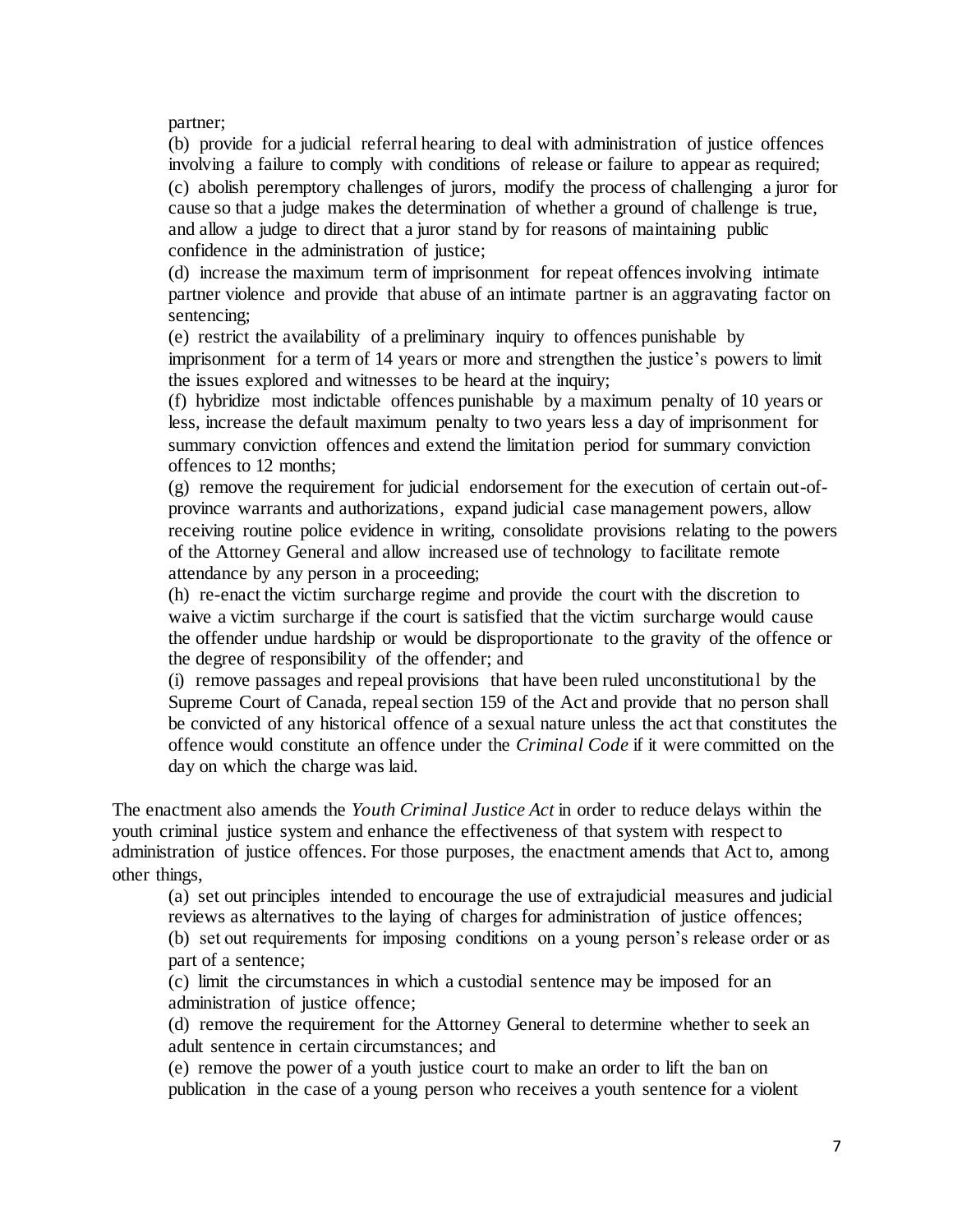partner;

(b) provide for a judicial referral hearing to deal with administration of justice offences involving a failure to comply with conditions of release or failure to appear as required;

(c) abolish peremptory challenges of jurors, modify the process of challenging a juror for cause so that a judge makes the determination of whether a ground of challenge is true, and allow a judge to direct that a juror stand by for reasons of maintaining public confidence in the administration of justice;

(d) increase the maximum term of imprisonment for repeat offences involving intimate partner violence and provide that abuse of an intimate partner is an aggravating factor on sentencing;

(e) restrict the availability of a preliminary inquiry to offences punishable by imprisonment for a term of 14 years or more and strengthen the justice's powers to limit the issues explored and witnesses to be heard at the inquiry;

(f) hybridize most indictable offences punishable by a maximum penalty of 10 years or less, increase the default maximum penalty to two years less a day of imprisonment for summary conviction offences and extend the limitation period for summary conviction offences to 12 months;

(g) remove the requirement for judicial endorsement for the execution of certain out-of-province warrants and authorizations, expand judicial case management powers, allow receiving routine police evidence in writing, consolidate provisions relating to the powers of the Attorney General and allow increased use of technology to facilitate remote attendance by any person in a proceeding;

(h) re-enact the victim surcharge regime and provide the court with the discretion to waive a victim surcharge if the court is satisfied that the victim surcharge would cause the offender undue hardship or would be disproportionate to the gravity of the offence or the degree of responsibility of the offender; and

(i) remove passages and repeal provisions that have been ruled unconstitutional by the Supreme Court of Canada, repeal section 159 of the Act and provide that no person shall be convicted of any historical offence of a sexual nature unless the act that constitutes the offence would constitute an offence under the *Criminal Code* if it were committed on the day on which the charge was laid.

The enactment also amends the *Youth Criminal Justice Act* in order to reduce delays within the youth criminal justice system and enhance the effectiveness of that system with respect to administration of justice offences. For those purposes, the enactment amends that Act to, among other things,

(a) set out principles intended to encourage the use of extrajudicial measures and judicial reviews as alternatives to the laying of charges for administration of justice offences;

(b) set out requirements for imposing conditions on a young person's release order or as part of a sentence;

(c) limit the circumstances in which a custodial sentence may be imposed for an administration of justice offence;

(d) remove the requirement for the Attorney General to determine whether to seek an adult sentence in certain circumstances; and

(e) remove the power of a youth justice court to make an order to lift the ban on publication in the case of a young person who receives a youth sentence for a violent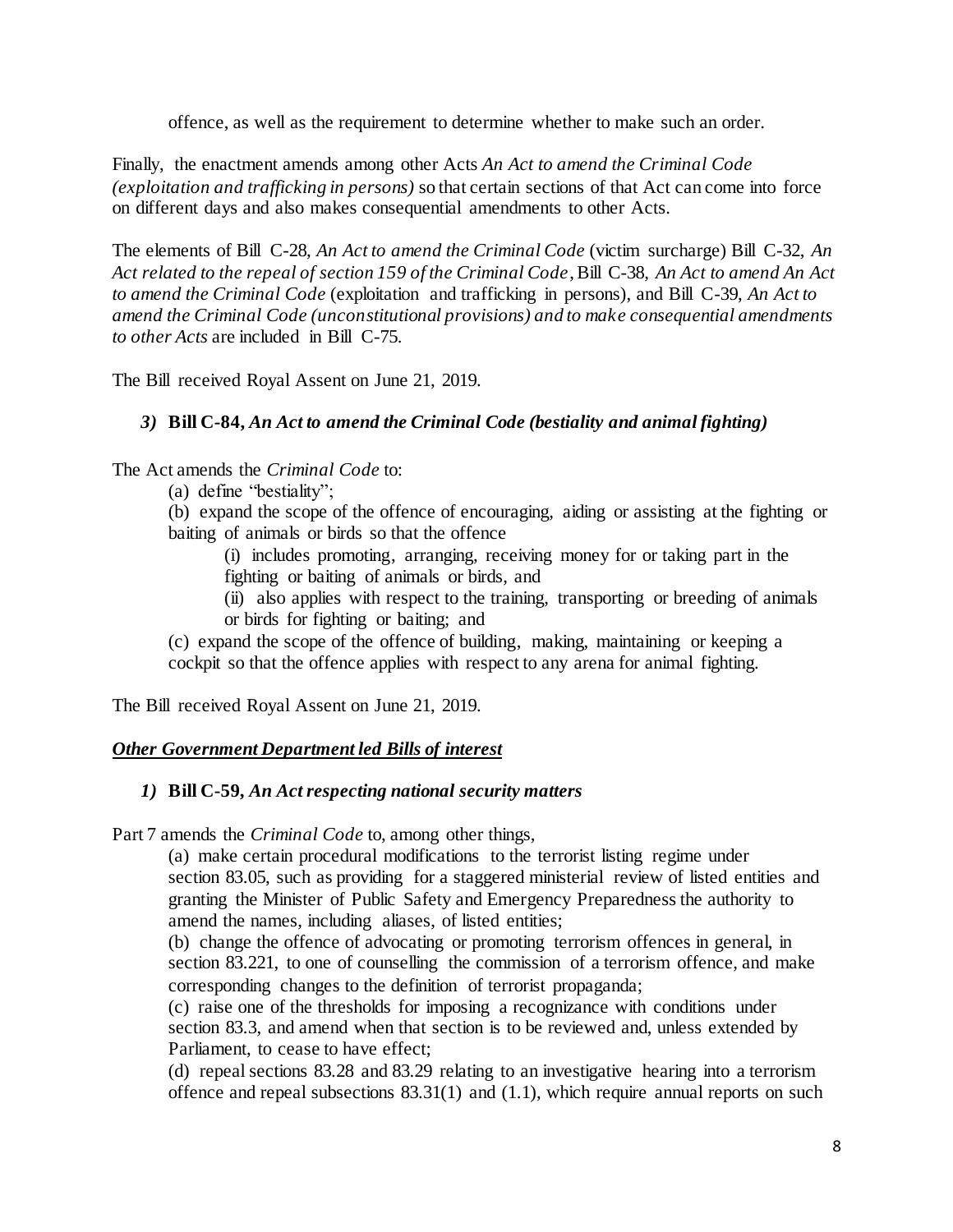offence, as well as the requirement to determine whether to make such an order.

Finally, the enactment amends among other Acts *An Act to amend the Criminal Code (exploitation and trafficking in persons)* so that certain sections of that Act can come into force on different days and also makes consequential amendments to other Acts.

The elements of Bill C-28, *An Act to amend the Criminal Code* (victim surcharge) Bill C-32, *An Act related to the repeal of section 159 of the Criminal Code*, Bill C-38, *An Act to amend An Act to amend the Criminal Code* (exploitation and trafficking in persons), and Bill C-39, *An Act to amend the Criminal Code (unconstitutional provisions) and to make consequential amendments to other Acts* are included in Bill C-75.

The Bill received Royal Assent on June 21, 2019.

### *3)* **Bill C-84,** ***An Act to amend the Criminal Code (bestiality and animal fighting)***

The Act amends the *Criminal Code* to:

(a) define "bestiality";

(b) expand the scope of the offence of encouraging, aiding or assisting at the fighting or baiting of animals or birds so that the offence

(i) includes promoting, arranging, receiving money for or taking part in the fighting or baiting of animals or birds, and

(ii) also applies with respect to the training, transporting or breeding of animals or birds for fighting or baiting; and

(c) expand the scope of the offence of building, making, maintaining or keeping a cockpit so that the offence applies with respect to any arena for animal fighting.

The Bill received Royal Assent on June 21, 2019.

## ***Other Government Department led Bills of interest***

### *1)* **Bill C-59,** ***An Act respecting national security matters***

Part 7 amends the *Criminal Code* to, among other things,

(a) make certain procedural modifications to the terrorist listing regime under section 83.05, such as providing for a staggered ministerial review of listed entities and granting the Minister of Public Safety and Emergency Preparedness the authority to amend the names, including aliases, of listed entities;

(b) change the offence of advocating or promoting terrorism offences in general, in section 83.221, to one of counselling the commission of a terrorism offence, and make corresponding changes to the definition of terrorist propaganda;

(c) raise one of the thresholds for imposing a recognizance with conditions under section 83.3, and amend when that section is to be reviewed and, unless extended by Parliament, to cease to have effect;

(d) repeal sections 83.28 and 83.29 relating to an investigative hearing into a terrorism offence and repeal subsections 83.31(1) and (1.1), which require annual reports on such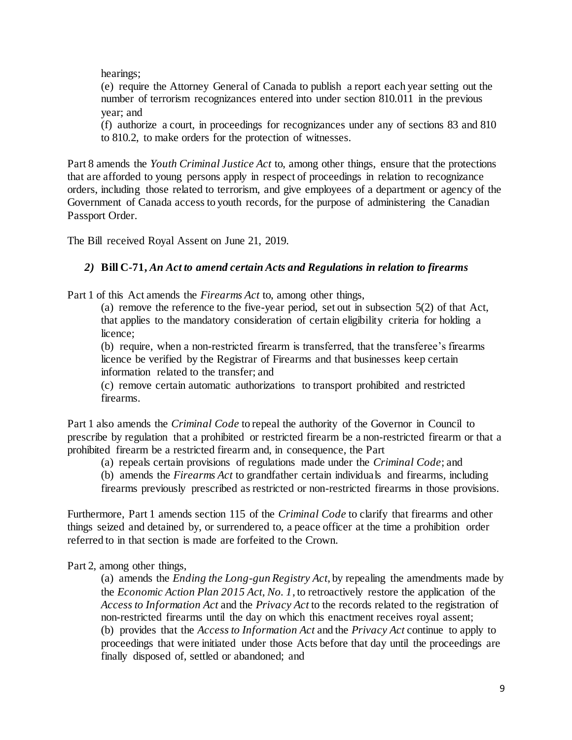hearings;

(e) require the Attorney General of Canada to publish a report each year setting out the number of terrorism recognizances entered into under section 810.011 in the previous year; and

(f) authorize a court, in proceedings for recognizances under any of sections 83 and 810 to 810.2, to make orders for the protection of witnesses.

Part 8 amends the *Youth Criminal Justice Act* to, among other things, ensure that the protections that are afforded to young persons apply in respect of proceedings in relation to recognizance orders, including those related to terrorism, and give employees of a department or agency of the Government of Canada access to youth records, for the purpose of administering the Canadian Passport Order.

The Bill received Royal Assent on June 21, 2019.

### *2)* **Bill C-71,** ***An Act to amend certain Acts and Regulations in relation to firearms***

Part 1 of this Act amends the *Firearms Act* to, among other things,

(a) remove the reference to the five-year period, set out in subsection 5(2) of that Act, that applies to the mandatory consideration of certain eligibility criteria for holding a licence;

(b) require, when a non-restricted firearm is transferred, that the transferee's firearms licence be verified by the Registrar of Firearms and that businesses keep certain information related to the transfer; and

(c) remove certain automatic authorizations to transport prohibited and restricted firearms.

Part 1 also amends the *Criminal Code* to repeal the authority of the Governor in Council to prescribe by regulation that a prohibited or restricted firearm be a non-restricted firearm or that a prohibited firearm be a restricted firearm and, in consequence, the Part

(a) repeals certain provisions of regulations made under the *Criminal Code*; and

(b) amends the *Firearms Act* to grandfather certain individuals and firearms, including firearms previously prescribed as restricted or non-restricted firearms in those provisions.

Furthermore, Part 1 amends section 115 of the *Criminal Code* to clarify that firearms and other things seized and detained by, or surrendered to, a peace officer at the time a prohibition order referred to in that section is made are forfeited to the Crown.

Part 2, among other things,

(a) amends the *Ending the Long-gun Registry Act*, by repealing the amendments made by the *Economic Action Plan 2015 Act, No. 1*, to retroactively restore the application of the *Access to Information Act* and the *Privacy Act* to the records related to the registration of non-restricted firearms until the day on which this enactment receives royal assent;

(b) provides that the *Access to Information Act* and the *Privacy Act* continue to apply to proceedings that were initiated under those Acts before that day until the proceedings are finally disposed of, settled or abandoned; and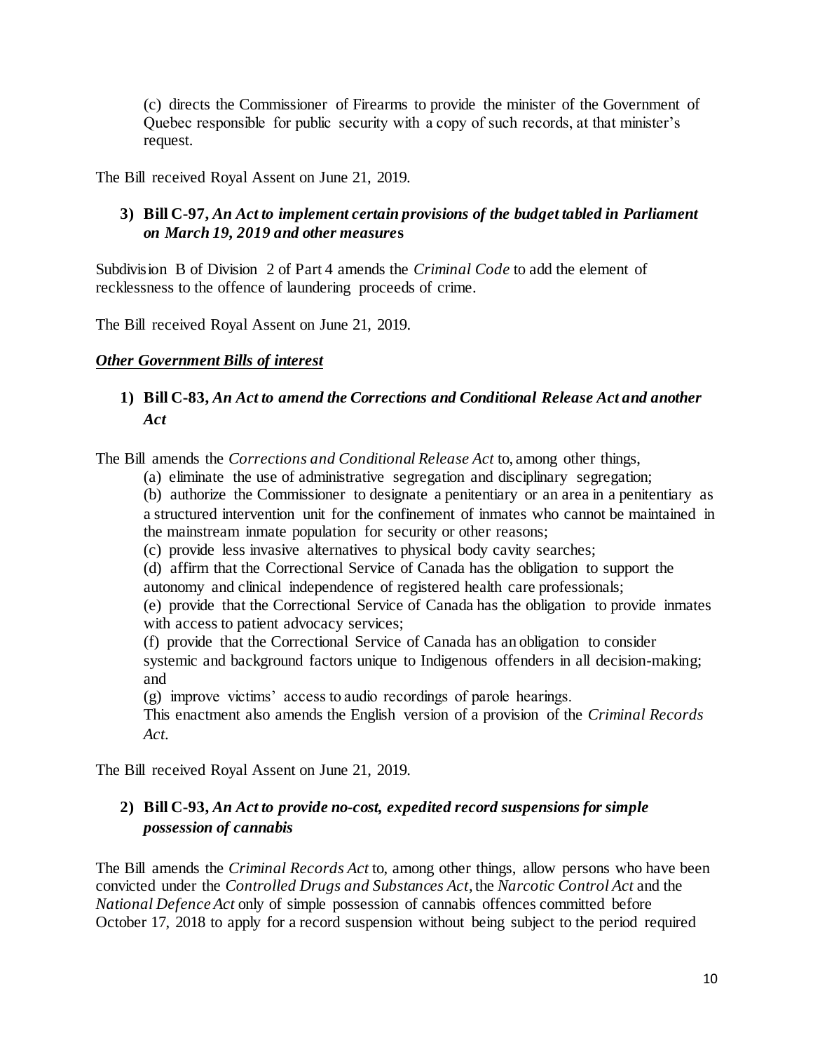(c) directs the Commissioner of Firearms to provide the minister of the Government of Quebec responsible for public security with a copy of such records, at that minister's request.

The Bill received Royal Assent on June 21, 2019.

### 3) Bill C-97, *An Act to implement certain provisions of the budget tabled in Parliament on March 19, 2019 and other measures*

Subdivision B of Division 2 of Part 4 amends the *Criminal Code* to add the element of recklessness to the offence of laundering proceeds of crime.

The Bill received Royal Assent on June 21, 2019.

***Other Government Bills of interest***

### 1) Bill C-83, *An Act to amend the Corrections and Conditional Release Act and another Act*

The Bill amends the *Corrections and Conditional Release Act* to, among other things,

(a) eliminate the use of administrative segregation and disciplinary segregation;
(b) authorize the Commissioner to designate a penitentiary or an area in a penitentiary as a structured intervention unit for the confinement of inmates who cannot be maintained in the mainstream inmate population for security or other reasons;
(c) provide less invasive alternatives to physical body cavity searches;
(d) affirm that the Correctional Service of Canada has the obligation to support the autonomy and clinical independence of registered health care professionals;
(e) provide that the Correctional Service of Canada has the obligation to provide inmates with access to patient advocacy services;
(f) provide that the Correctional Service of Canada has an obligation to consider systemic and background factors unique to Indigenous offenders in all decision-making; and
(g) improve victims' access to audio recordings of parole hearings.

This enactment also amends the English version of a provision of the *Criminal Records Act*.

The Bill received Royal Assent on June 21, 2019.

### 2) Bill C-93, *An Act to provide no-cost, expedited record suspensions for simple possession of cannabis*

The Bill amends the *Criminal Records Act* to, among other things, allow persons who have been convicted under the *Controlled Drugs and Substances Act*, the *Narcotic Control Act* and the *National Defence Act* only of simple possession of cannabis offences committed before October 17, 2018 to apply for a record suspension without being subject to the period required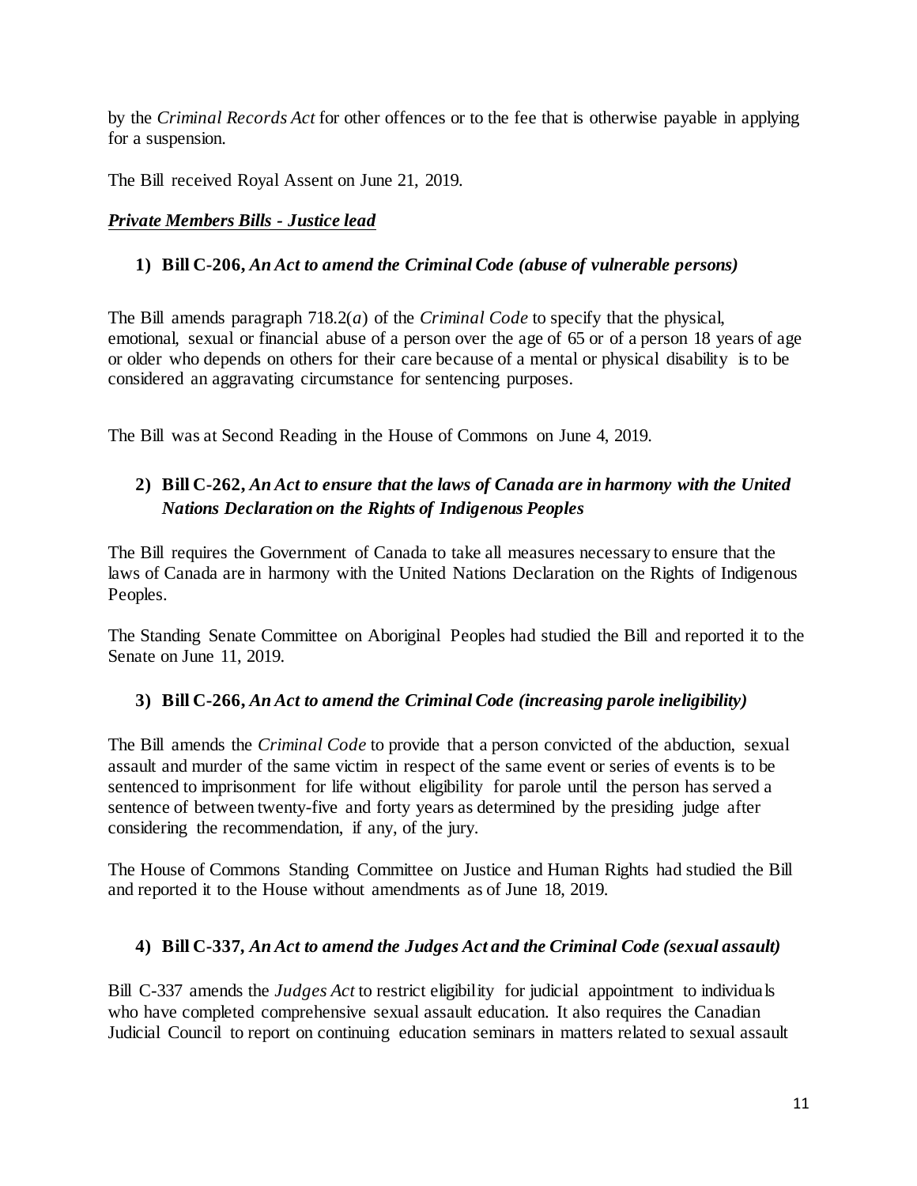by the *Criminal Records Act* for other offences or to the fee that is otherwise payable in applying for a suspension.

The Bill received Royal Assent on June 21, 2019.

***Private Members Bills - Justice lead***

1) **Bill C-206,** ***An Act to amend the Criminal Code (abuse of vulnerable persons)***

The Bill amends paragraph 718.2(*a*) of the *Criminal Code* to specify that the physical, emotional, sexual or financial abuse of a person over the age of 65 or of a person 18 years of age or older who depends on others for their care because of a mental or physical disability is to be considered an aggravating circumstance for sentencing purposes.

The Bill was at Second Reading in the House of Commons on June 4, 2019.

2) **Bill C-262,** ***An Act to ensure that the laws of Canada are in harmony with the United Nations Declaration on the Rights of Indigenous Peoples***

The Bill requires the Government of Canada to take all measures necessary to ensure that the laws of Canada are in harmony with the United Nations Declaration on the Rights of Indigenous Peoples.

The Standing Senate Committee on Aboriginal Peoples had studied the Bill and reported it to the Senate on June 11, 2019.

3) **Bill C-266,** ***An Act to amend the Criminal Code (increasing parole ineligibility)***

The Bill amends the *Criminal Code* to provide that a person convicted of the abduction, sexual assault and murder of the same victim in respect of the same event or series of events is to be sentenced to imprisonment for life without eligibility for parole until the person has served a sentence of between twenty-five and forty years as determined by the presiding judge after considering the recommendation, if any, of the jury.

The House of Commons Standing Committee on Justice and Human Rights had studied the Bill and reported it to the House without amendments as of June 18, 2019.

4) **Bill C-337,** ***An Act to amend the Judges Act and the Criminal Code (sexual assault)***

Bill C-337 amends the *Judges Act* to restrict eligibility for judicial appointment to individuals who have completed comprehensive sexual assault education. It also requires the Canadian Judicial Council to report on continuing education seminars in matters related to sexual assault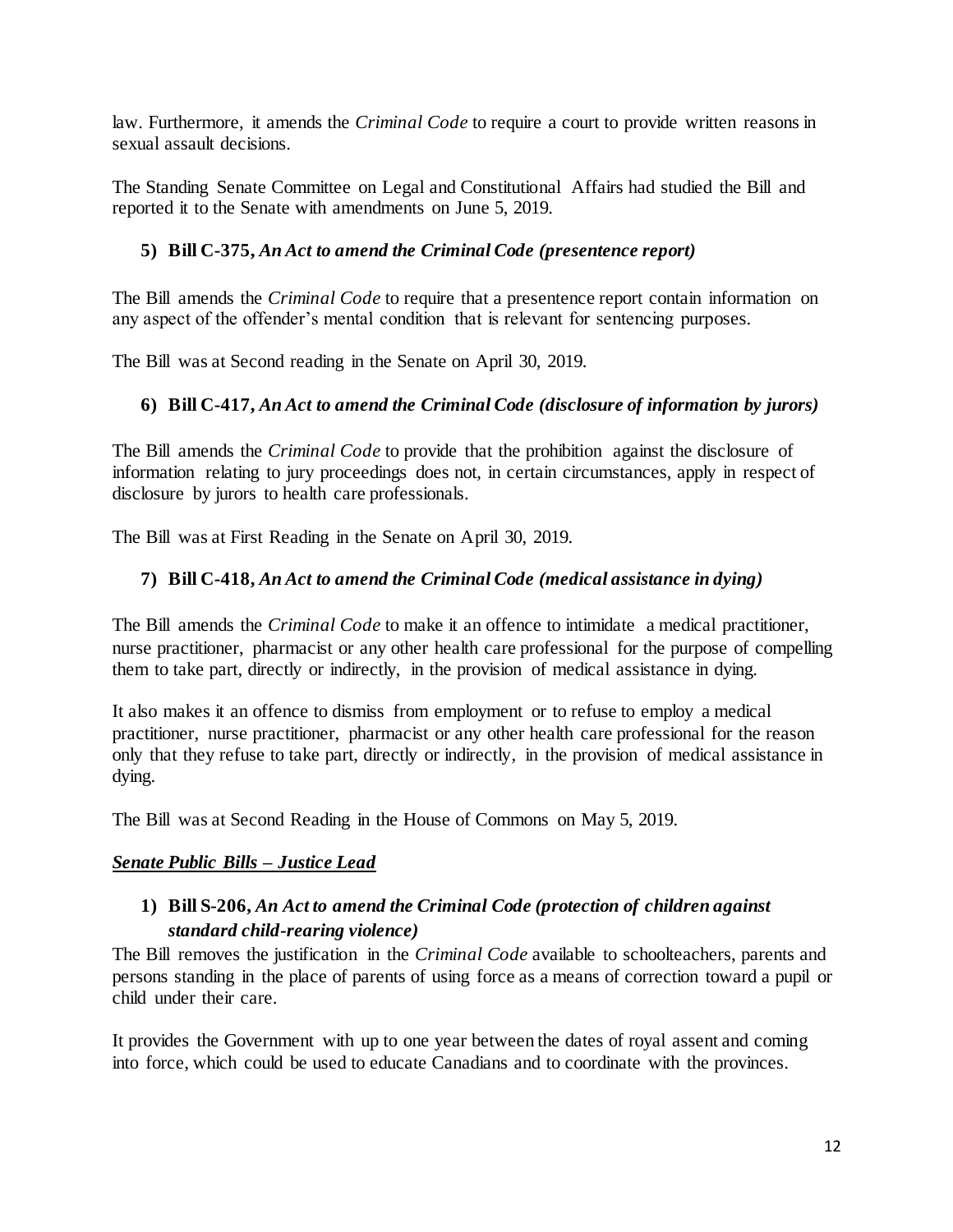law. Furthermore, it amends the *Criminal Code* to require a court to provide written reasons in sexual assault decisions.

The Standing Senate Committee on Legal and Constitutional Affairs had studied the Bill and reported it to the Senate with amendments on June 5, 2019.

### 5) Bill C-375, *An Act to amend the Criminal Code (presentence report)*

The Bill amends the *Criminal Code* to require that a presentence report contain information on any aspect of the offender's mental condition that is relevant for sentencing purposes.

The Bill was at Second reading in the Senate on April 30, 2019.

### 6) Bill C-417, *An Act to amend the Criminal Code (disclosure of information by jurors)*

The Bill amends the *Criminal Code* to provide that the prohibition against the disclosure of information relating to jury proceedings does not, in certain circumstances, apply in respect of disclosure by jurors to health care professionals.

The Bill was at First Reading in the Senate on April 30, 2019.

### 7) Bill C-418, *An Act to amend the Criminal Code (medical assistance in dying)*

The Bill amends the *Criminal Code* to make it an offence to intimidate a medical practitioner, nurse practitioner, pharmacist or any other health care professional for the purpose of compelling them to take part, directly or indirectly, in the provision of medical assistance in dying.

It also makes it an offence to dismiss from employment or to refuse to employ a medical practitioner, nurse practitioner, pharmacist or any other health care professional for the reason only that they refuse to take part, directly or indirectly, in the provision of medical assistance in dying.

The Bill was at Second Reading in the House of Commons on May 5, 2019.

## ***Senate Public Bills – Justice Lead***

### 1) Bill S-206, *An Act to amend the Criminal Code (protection of children against standard child-rearing violence)*

The Bill removes the justification in the *Criminal Code* available to schoolteachers, parents and persons standing in the place of parents of using force as a means of correction toward a pupil or child under their care.

It provides the Government with up to one year between the dates of royal assent and coming into force, which could be used to educate Canadians and to coordinate with the provinces.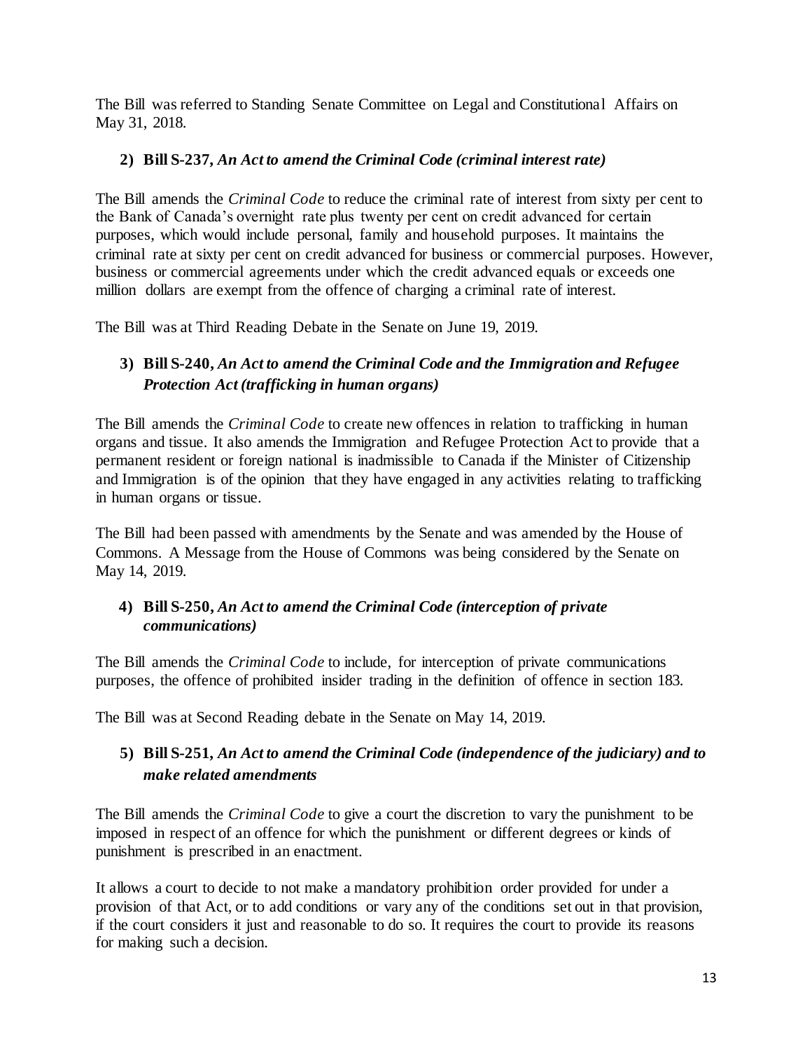The Bill was referred to Standing Senate Committee on Legal and Constitutional Affairs on May 31, 2018.

### 2) Bill S-237, *An Act to amend the Criminal Code (criminal interest rate)*

The Bill amends the *Criminal Code* to reduce the criminal rate of interest from sixty per cent to the Bank of Canada's overnight rate plus twenty per cent on credit advanced for certain purposes, which would include personal, family and household purposes. It maintains the criminal rate at sixty per cent on credit advanced for business or commercial purposes. However, business or commercial agreements under which the credit advanced equals or exceeds one million dollars are exempt from the offence of charging a criminal rate of interest.

The Bill was at Third Reading Debate in the Senate on June 19, 2019.

### 3) Bill S-240, *An Act to amend the Criminal Code and the Immigration and Refugee Protection Act (trafficking in human organs)*

The Bill amends the *Criminal Code* to create new offences in relation to trafficking in human organs and tissue. It also amends the Immigration and Refugee Protection Act to provide that a permanent resident or foreign national is inadmissible to Canada if the Minister of Citizenship and Immigration is of the opinion that they have engaged in any activities relating to trafficking in human organs or tissue.

The Bill had been passed with amendments by the Senate and was amended by the House of Commons. A Message from the House of Commons was being considered by the Senate on May 14, 2019.

### 4) Bill S-250, *An Act to amend the Criminal Code (interception of private communications)*

The Bill amends the *Criminal Code* to include, for interception of private communications purposes, the offence of prohibited insider trading in the definition of offence in section 183.

The Bill was at Second Reading debate in the Senate on May 14, 2019.

### 5) Bill S-251, *An Act to amend the Criminal Code (independence of the judiciary) and to make related amendments*

The Bill amends the *Criminal Code* to give a court the discretion to vary the punishment to be imposed in respect of an offence for which the punishment or different degrees or kinds of punishment is prescribed in an enactment.

It allows a court to decide to not make a mandatory prohibition order provided for under a provision of that Act, or to add conditions or vary any of the conditions set out in that provision, if the court considers it just and reasonable to do so. It requires the court to provide its reasons for making such a decision.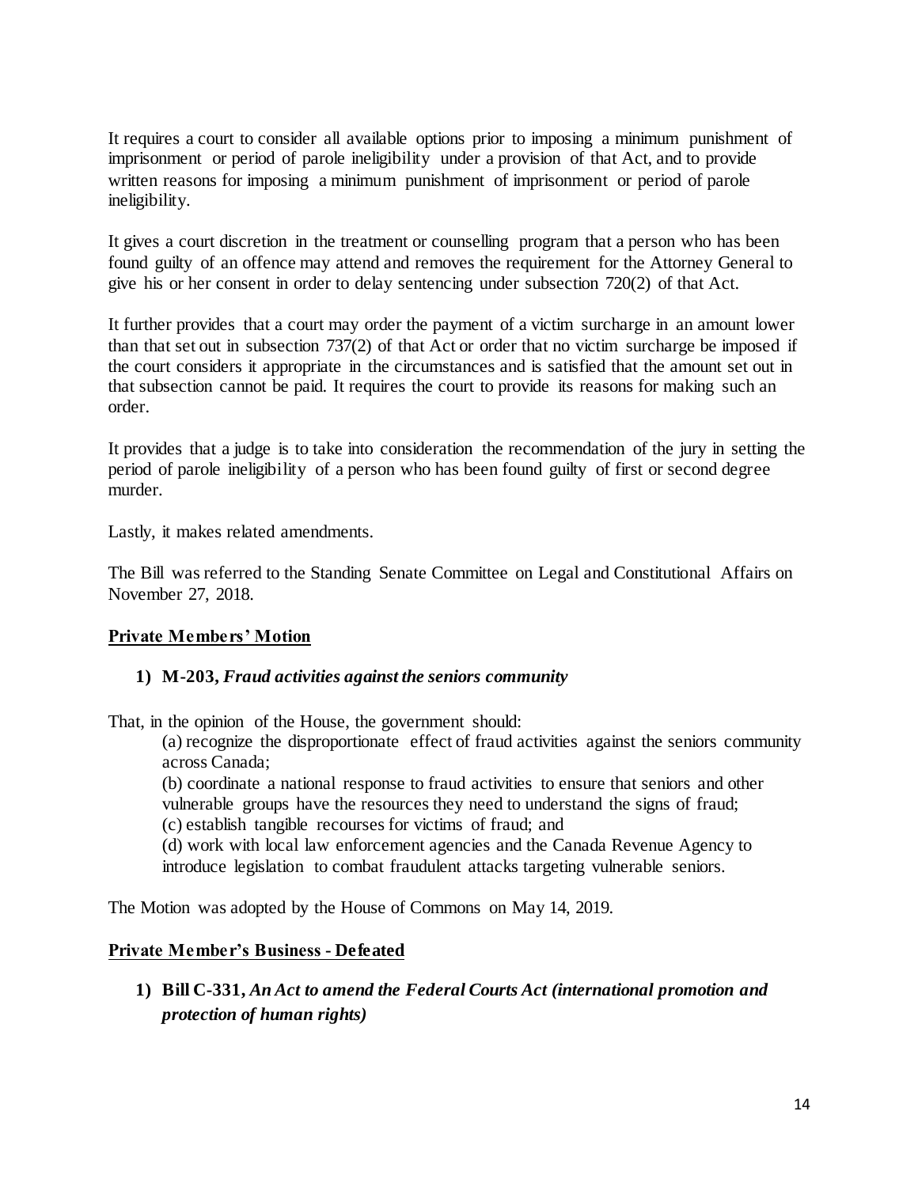It requires a court to consider all available options prior to imposing a minimum punishment of imprisonment or period of parole ineligibility under a provision of that Act, and to provide written reasons for imposing a minimum punishment of imprisonment or period of parole ineligibility.

It gives a court discretion in the treatment or counselling program that a person who has been found guilty of an offence may attend and removes the requirement for the Attorney General to give his or her consent in order to delay sentencing under subsection 720(2) of that Act.

It further provides that a court may order the payment of a victim surcharge in an amount lower than that set out in subsection 737(2) of that Act or order that no victim surcharge be imposed if the court considers it appropriate in the circumstances and is satisfied that the amount set out in that subsection cannot be paid. It requires the court to provide its reasons for making such an order.

It provides that a judge is to take into consideration the recommendation of the jury in setting the period of parole ineligibility of a person who has been found guilty of first or second degree murder.

Lastly, it makes related amendments.

The Bill was referred to the Standing Senate Committee on Legal and Constitutional Affairs on November 27, 2018.

## Private Members' Motion

### 1) M-203, *Fraud activities against the seniors community*

That, in the opinion of the House, the government should:

(a) recognize the disproportionate effect of fraud activities against the seniors community across Canada;

(b) coordinate a national response to fraud activities to ensure that seniors and other vulnerable groups have the resources they need to understand the signs of fraud;

(c) establish tangible recourses for victims of fraud; and

(d) work with local law enforcement agencies and the Canada Revenue Agency to introduce legislation to combat fraudulent attacks targeting vulnerable seniors.

The Motion was adopted by the House of Commons on May 14, 2019.

## Private Member's Business - Defeated

### 1) Bill C-331, *An Act to amend the Federal Courts Act (international promotion and protection of human rights)*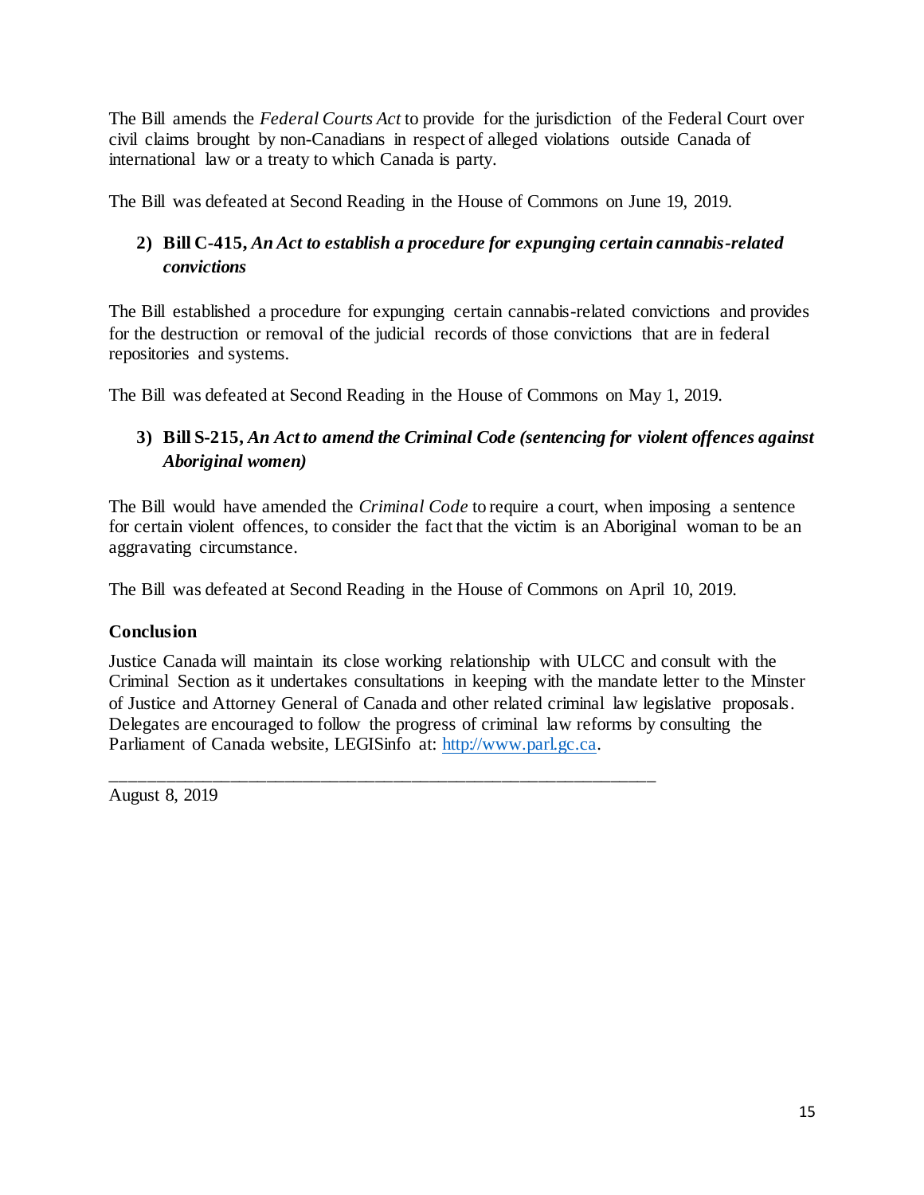The Bill amends the *Federal Courts Act* to provide for the jurisdiction of the Federal Court over civil claims brought by non-Canadians in respect of alleged violations outside Canada of international law or a treaty to which Canada is party.

The Bill was defeated at Second Reading in the House of Commons on June 19, 2019.

### 2) Bill C-415, *An Act to establish a procedure for expunging certain cannabis-related convictions*

The Bill established a procedure for expunging certain cannabis-related convictions and provides for the destruction or removal of the judicial records of those convictions that are in federal repositories and systems.

The Bill was defeated at Second Reading in the House of Commons on May 1, 2019.

### 3) Bill S-215, *An Act to amend the Criminal Code (sentencing for violent offences against Aboriginal women)*

The Bill would have amended the *Criminal Code* to require a court, when imposing a sentence for certain violent offences, to consider the fact that the victim is an Aboriginal woman to be an aggravating circumstance.

The Bill was defeated at Second Reading in the House of Commons on April 10, 2019.

## Conclusion

Justice Canada will maintain its close working relationship with ULCC and consult with the Criminal Section as it undertakes consultations in keeping with the mandate letter to the Minster of Justice and Attorney General of Canada and other related criminal law legislative proposals. Delegates are encouraged to follow the progress of criminal law reforms by consulting the Parliament of Canada website, LEGISinfo at: http://www.parl.gc.ca.

---

August 8, 2019